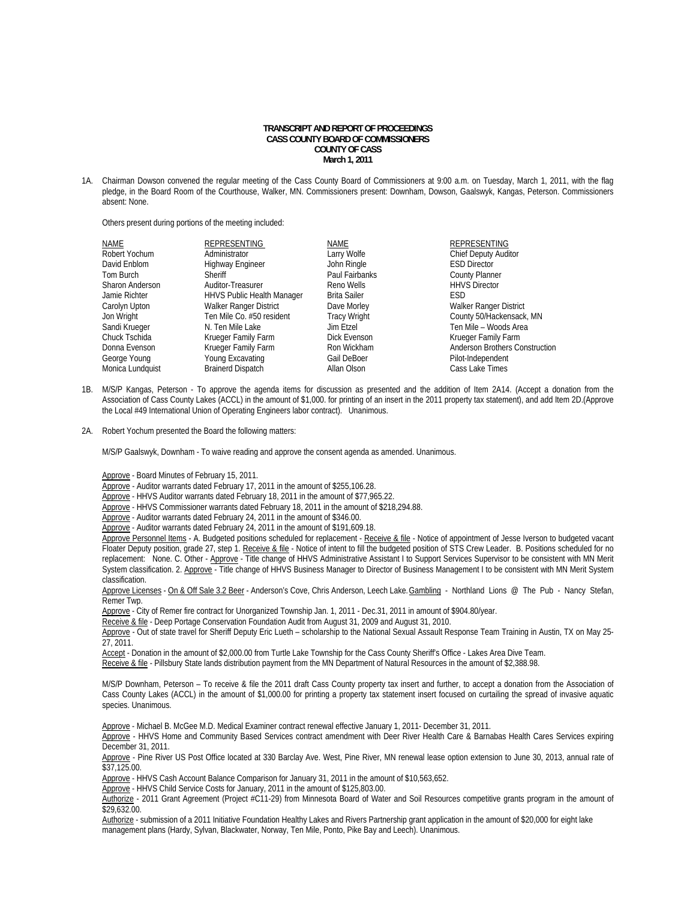**TRANSCRIPT AND REPORT OF PROCEEDINGS**
**CASS COUNTY BOARD OF COMMISSIONERS**
**COUNTY OF CASS**
**March 1, 2011**

1A. Chairman Dowson convened the regular meeting of the Cass County Board of Commissioners at 9:00 a.m. on Tuesday, March 1, 2011, with the flag pledge, in the Board Room of the Courthouse, Walker, MN. Commissioners present: Downham, Dowson, Gaalswyk, Kangas, Peterson. Commissioners absent: None.

Others present during portions of the meeting included:

| NAME | REPRESENTING | NAME | REPRESENTING |
|---|---|---|---|
| Robert Yochum | Administrator | Larry Wolfe | Chief Deputy Auditor |
| David Enblom | Highway Engineer | John Ringle | ESD Director |
| Tom Burch | Sheriff | Paul Fairbanks | County Planner |
| Sharon Anderson | Auditor-Treasurer | Reno Wells | HHVS Director |
| Jamie Richter | HHVS Public Health Manager | Brita Sailer | ESD |
| Carolyn Upton | Walker Ranger District | Dave Morley | Walker Ranger District |
| Jon Wright | Ten Mile Co. #50 resident | Tracy Wright | County 50/Hackensack, MN |
| Sandi Krueger | N. Ten Mile Lake | Jim Etzel | Ten Mile – Woods Area |
| Chuck Tschida | Krueger Family Farm | Dick Evenson | Krueger Family Farm |
| Donna Evenson | Krueger Family Farm | Ron Wickham | Anderson Brothers Construction |
| George Young | Young Excavating | Gail DeBoer | Pilot-Independent |
| Monica Lundquist | Brainerd Dispatch | Allan Olson | Cass Lake Times |

1B. M/S/P Kangas, Peterson - To approve the agenda items for discussion as presented and the addition of Item 2A14. (Accept a donation from the Association of Cass County Lakes (ACCL) in the amount of $1,000. for printing of an insert in the 2011 property tax statement), and add Item 2D.(Approve the Local #49 International Union of Operating Engineers labor contract). Unanimous.

2A. Robert Yochum presented the Board the following matters:

M/S/P Gaalswyk, Downham - To waive reading and approve the consent agenda as amended. Unanimous.

Approve - Board Minutes of February 15, 2011.
Approve - Auditor warrants dated February 17, 2011 in the amount of $255,106.28.
Approve - HHVS Auditor warrants dated February 18, 2011 in the amount of $77,965.22.
Approve - HHVS Commissioner warrants dated February 18, 2011 in the amount of $218,294.88.
Approve - Auditor warrants dated February 24, 2011 in the amount of $346.00.
Approve - Auditor warrants dated February 24, 2011 in the amount of $191,609.18.
Approve Personnel Items - A. Budgeted positions scheduled for replacement - Receive & file - Notice of appointment of Jesse Iverson to budgeted vacant Floater Deputy position, grade 27, step 1. Receive & file - Notice of intent to fill the budgeted position of STS Crew Leader. B. Positions scheduled for no replacement: None. C. Other - Approve - Title change of HHVS Administrative Assistant I to Support Services Supervisor to be consistent with MN Merit System classification. 2. Approve - Title change of HHVS Business Manager to Director of Business Management I to be consistent with MN Merit System classification.
Approve Licenses - On & Off Sale 3.2 Beer - Anderson's Cove, Chris Anderson, Leech Lake. Gambling - Northland Lions @ The Pub - Nancy Stefan, Remer Twp.
Approve - City of Remer fire contract for Unorganized Township Jan. 1, 2011 - Dec.31, 2011 in amount of $904.80/year.
Receive & file - Deep Portage Conservation Foundation Audit from August 31, 2009 and August 31, 2010.
Approve - Out of state travel for Sheriff Deputy Eric Lueth – scholarship to the National Sexual Assault Response Team Training in Austin, TX on May 25-27, 2011.
Accept - Donation in the amount of $2,000.00 from Turtle Lake Township for the Cass County Sheriff's Office - Lakes Area Dive Team.
Receive & file - Pillsbury State lands distribution payment from the MN Department of Natural Resources in the amount of $2,388.98.

M/S/P Downham, Peterson – To receive & file the 2011 draft Cass County property tax insert and further, to accept a donation from the Association of Cass County Lakes (ACCL) in the amount of $1,000.00 for printing a property tax statement insert focused on curtailing the spread of invasive aquatic species. Unanimous.

Approve - Michael B. McGee M.D. Medical Examiner contract renewal effective January 1, 2011- December 31, 2011.
Approve - HHVS Home and Community Based Services contract amendment with Deer River Health Care & Barnabas Health Cares Services expiring December 31, 2011.
Approve - Pine River US Post Office located at 330 Barclay Ave. West, Pine River, MN renewal lease option extension to June 30, 2013, annual rate of $37,125.00.
Approve - HHVS Cash Account Balance Comparison for January 31, 2011 in the amount of $10,563,652.
Approve - HHVS Child Service Costs for January, 2011 in the amount of $125,803.00.
Authorize - 2011 Grant Agreement (Project #C11-29) from Minnesota Board of Water and Soil Resources competitive grants program in the amount of $29,632.00.
Authorize - submission of a 2011 Initiative Foundation Healthy Lakes and Rivers Partnership grant application in the amount of $20,000 for eight lake management plans (Hardy, Sylvan, Blackwater, Norway, Ten Mile, Ponto, Pike Bay and Leech). Unanimous.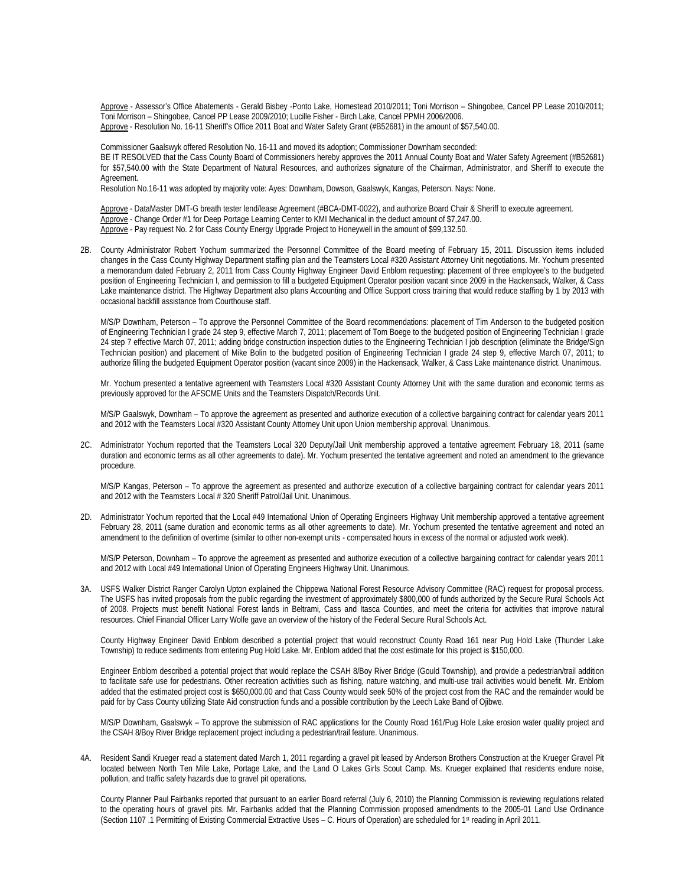Approve - Assessor's Office Abatements - Gerald Bisbey -Ponto Lake, Homestead 2010/2011; Toni Morrison – Shingobee, Cancel PP Lease 2010/2011; Toni Morrison – Shingobee, Cancel PP Lease 2009/2010; Lucille Fisher - Birch Lake, Cancel PPMH 2006/2006.
Approve - Resolution No. 16-11 Sheriff's Office 2011 Boat and Water Safety Grant (#B52681) in the amount of $57,540.00.

Commissioner Gaalswyk offered Resolution No. 16-11 and moved its adoption; Commissioner Downham seconded:
BE IT RESOLVED that the Cass County Board of Commissioners hereby approves the 2011 Annual County Boat and Water Safety Agreement (#B52681) for $57,540.00 with the State Department of Natural Resources, and authorizes signature of the Chairman, Administrator, and Sheriff to execute the Agreement.
Resolution No.16-11 was adopted by majority vote: Ayes: Downham, Dowson, Gaalswyk, Kangas, Peterson. Nays: None.

Approve - DataMaster DMT-G breath tester lend/lease Agreement (#BCA-DMT-0022), and authorize Board Chair & Sheriff to execute agreement.
Approve - Change Order #1 for Deep Portage Learning Center to KMI Mechanical in the deduct amount of $7,247.00.
Approve - Pay request No. 2 for Cass County Energy Upgrade Project to Honeywell in the amount of $99,132.50.

2B. County Administrator Robert Yochum summarized the Personnel Committee of the Board meeting of February 15, 2011. Discussion items included changes in the Cass County Highway Department staffing plan and the Teamsters Local #320 Assistant Attorney Unit negotiations. Mr. Yochum presented a memorandum dated February 2, 2011 from Cass County Highway Engineer David Enblom requesting: placement of three employee's to the budgeted position of Engineering Technician I, and permission to fill a budgeted Equipment Operator position vacant since 2009 in the Hackensack, Walker, & Cass Lake maintenance district. The Highway Department also plans Accounting and Office Support cross training that would reduce staffing by 1 by 2013 with occasional backfill assistance from Courthouse staff.

M/S/P Downham, Peterson – To approve the Personnel Committee of the Board recommendations: placement of Tim Anderson to the budgeted position of Engineering Technician I grade 24 step 9, effective March 7, 2011; placement of Tom Boege to the budgeted position of Engineering Technician I grade 24 step 7 effective March 07, 2011; adding bridge construction inspection duties to the Engineering Technician I job description (eliminate the Bridge/Sign Technician position) and placement of Mike Bolin to the budgeted position of Engineering Technician I grade 24 step 9, effective March 07, 2011; to authorize filling the budgeted Equipment Operator position (vacant since 2009) in the Hackensack, Walker, & Cass Lake maintenance district. Unanimous.

Mr. Yochum presented a tentative agreement with Teamsters Local #320 Assistant County Attorney Unit with the same duration and economic terms as previously approved for the AFSCME Units and the Teamsters Dispatch/Records Unit.

M/S/P Gaalswyk, Downham – To approve the agreement as presented and authorize execution of a collective bargaining contract for calendar years 2011 and 2012 with the Teamsters Local #320 Assistant County Attorney Unit upon Union membership approval. Unanimous.

2C. Administrator Yochum reported that the Teamsters Local 320 Deputy/Jail Unit membership approved a tentative agreement February 18, 2011 (same duration and economic terms as all other agreements to date). Mr. Yochum presented the tentative agreement and noted an amendment to the grievance procedure.

M/S/P Kangas, Peterson – To approve the agreement as presented and authorize execution of a collective bargaining contract for calendar years 2011 and 2012 with the Teamsters Local # 320 Sheriff Patrol/Jail Unit. Unanimous.

2D. Administrator Yochum reported that the Local #49 International Union of Operating Engineers Highway Unit membership approved a tentative agreement February 28, 2011 (same duration and economic terms as all other agreements to date). Mr. Yochum presented the tentative agreement and noted an amendment to the definition of overtime (similar to other non-exempt units - compensated hours in excess of the normal or adjusted work week).

M/S/P Peterson, Downham – To approve the agreement as presented and authorize execution of a collective bargaining contract for calendar years 2011 and 2012 with Local #49 International Union of Operating Engineers Highway Unit. Unanimous.

3A. USFS Walker District Ranger Carolyn Upton explained the Chippewa National Forest Resource Advisory Committee (RAC) request for proposal process. The USFS has invited proposals from the public regarding the investment of approximately $800,000 of funds authorized by the Secure Rural Schools Act of 2008. Projects must benefit National Forest lands in Beltrami, Cass and Itasca Counties, and meet the criteria for activities that improve natural resources. Chief Financial Officer Larry Wolfe gave an overview of the history of the Federal Secure Rural Schools Act.

County Highway Engineer David Enblom described a potential project that would reconstruct County Road 161 near Pug Hold Lake (Thunder Lake Township) to reduce sediments from entering Pug Hold Lake. Mr. Enblom added that the cost estimate for this project is $150,000.

Engineer Enblom described a potential project that would replace the CSAH 8/Boy River Bridge (Gould Township), and provide a pedestrian/trail addition to facilitate safe use for pedestrians. Other recreation activities such as fishing, nature watching, and multi-use trail activities would benefit. Mr. Enblom added that the estimated project cost is $650,000.00 and that Cass County would seek 50% of the project cost from the RAC and the remainder would be paid for by Cass County utilizing State Aid construction funds and a possible contribution by the Leech Lake Band of Ojibwe.

M/S/P Downham, Gaalswyk – To approve the submission of RAC applications for the County Road 161/Pug Hole Lake erosion water quality project and the CSAH 8/Boy River Bridge replacement project including a pedestrian/trail feature. Unanimous.

4A. Resident Sandi Krueger read a statement dated March 1, 2011 regarding a gravel pit leased by Anderson Brothers Construction at the Krueger Gravel Pit located between North Ten Mile Lake, Portage Lake, and the Land O Lakes Girls Scout Camp. Ms. Krueger explained that residents endure noise, pollution, and traffic safety hazards due to gravel pit operations.

County Planner Paul Fairbanks reported that pursuant to an earlier Board referral (July 6, 2010) the Planning Commission is reviewing regulations related to the operating hours of gravel pits. Mr. Fairbanks added that the Planning Commission proposed amendments to the 2005-01 Land Use Ordinance (Section 1107 .1 Permitting of Existing Commercial Extractive Uses – C. Hours of Operation) are scheduled for 1st reading in April 2011.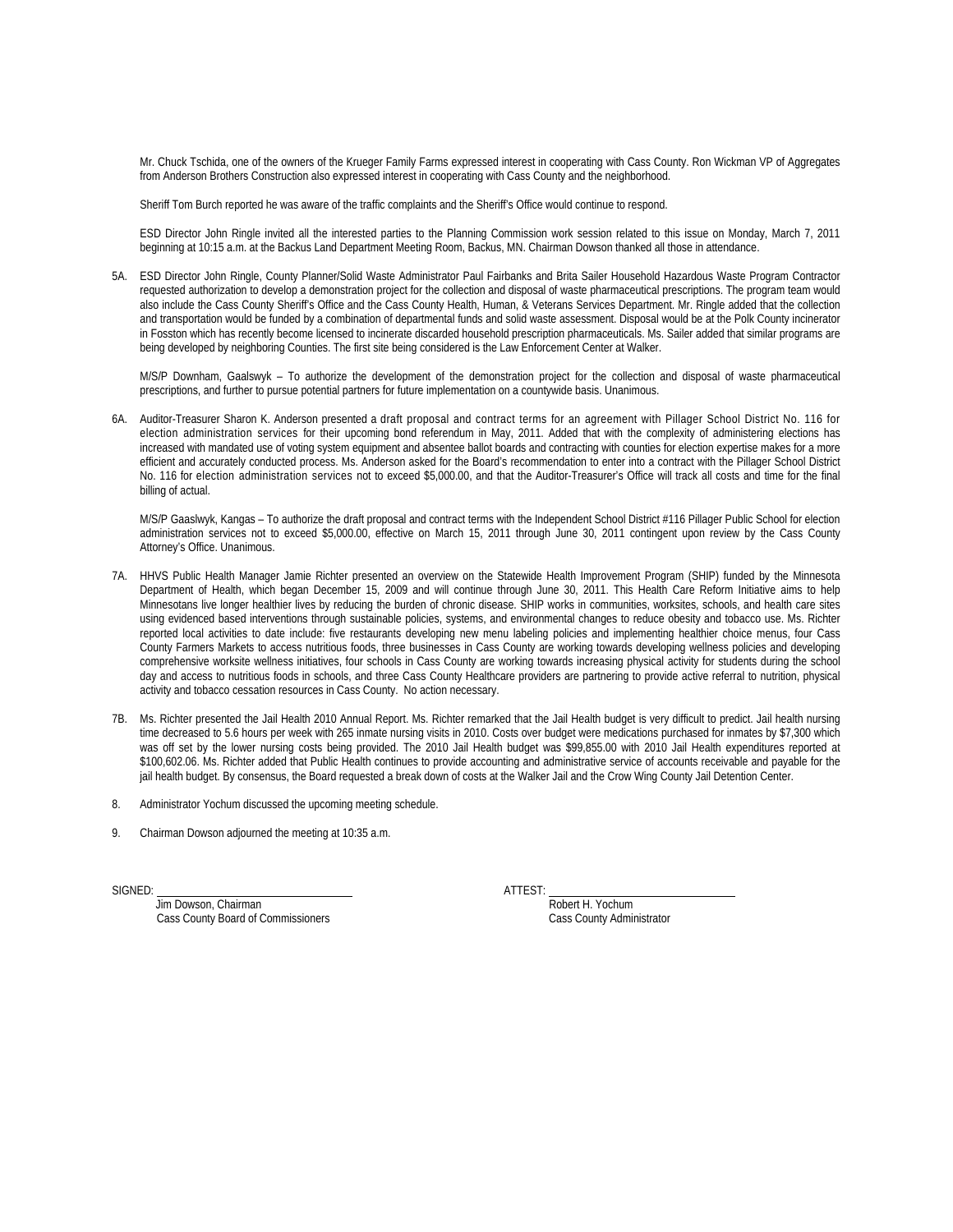Mr. Chuck Tschida, one of the owners of the Krueger Family Farms expressed interest in cooperating with Cass County. Ron Wickman VP of Aggregates from Anderson Brothers Construction also expressed interest in cooperating with Cass County and the neighborhood.

Sheriff Tom Burch reported he was aware of the traffic complaints and the Sheriff's Office would continue to respond.

ESD Director John Ringle invited all the interested parties to the Planning Commission work session related to this issue on Monday, March 7, 2011 beginning at 10:15 a.m. at the Backus Land Department Meeting Room, Backus, MN. Chairman Dowson thanked all those in attendance.

5A. ESD Director John Ringle, County Planner/Solid Waste Administrator Paul Fairbanks and Brita Sailer Household Hazardous Waste Program Contractor requested authorization to develop a demonstration project for the collection and disposal of waste pharmaceutical prescriptions. The program team would also include the Cass County Sheriff's Office and the Cass County Health, Human, & Veterans Services Department. Mr. Ringle added that the collection and transportation would be funded by a combination of departmental funds and solid waste assessment. Disposal would be at the Polk County incinerator in Fosston which has recently become licensed to incinerate discarded household prescription pharmaceuticals. Ms. Sailer added that similar programs are being developed by neighboring Counties. The first site being considered is the Law Enforcement Center at Walker.

M/S/P Downham, Gaalswyk – To authorize the development of the demonstration project for the collection and disposal of waste pharmaceutical prescriptions, and further to pursue potential partners for future implementation on a countywide basis. Unanimous.

6A. Auditor-Treasurer Sharon K. Anderson presented a draft proposal and contract terms for an agreement with Pillager School District No. 116 for election administration services for their upcoming bond referendum in May, 2011. Added that with the complexity of administering elections has increased with mandated use of voting system equipment and absentee ballot boards and contracting with counties for election expertise makes for a more efficient and accurately conducted process. Ms. Anderson asked for the Board's recommendation to enter into a contract with the Pillager School District No. 116 for election administration services not to exceed $5,000.00, and that the Auditor-Treasurer's Office will track all costs and time for the final billing of actual.

M/S/P Gaaslwyk, Kangas – To authorize the draft proposal and contract terms with the Independent School District #116 Pillager Public School for election administration services not to exceed $5,000.00, effective on March 15, 2011 through June 30, 2011 contingent upon review by the Cass County Attorney's Office. Unanimous.

7A. HHVS Public Health Manager Jamie Richter presented an overview on the Statewide Health Improvement Program (SHIP) funded by the Minnesota Department of Health, which began December 15, 2009 and will continue through June 30, 2011. This Health Care Reform Initiative aims to help Minnesotans live longer healthier lives by reducing the burden of chronic disease. SHIP works in communities, worksites, schools, and health care sites using evidenced based interventions through sustainable policies, systems, and environmental changes to reduce obesity and tobacco use. Ms. Richter reported local activities to date include: five restaurants developing new menu labeling policies and implementing healthier choice menus, four Cass County Farmers Markets to access nutritious foods, three businesses in Cass County are working towards developing wellness policies and developing comprehensive worksite wellness initiatives, four schools in Cass County are working towards increasing physical activity for students during the school day and access to nutritious foods in schools, and three Cass County Healthcare providers are partnering to provide active referral to nutrition, physical activity and tobacco cessation resources in Cass County. No action necessary.

7B. Ms. Richter presented the Jail Health 2010 Annual Report. Ms. Richter remarked that the Jail Health budget is very difficult to predict. Jail health nursing time decreased to 5.6 hours per week with 265 inmate nursing visits in 2010. Costs over budget were medications purchased for inmates by $7,300 which was off set by the lower nursing costs being provided. The 2010 Jail Health budget was $99,855.00 with 2010 Jail Health expenditures reported at $100,602.06. Ms. Richter added that Public Health continues to provide accounting and administrative service of accounts receivable and payable for the jail health budget. By consensus, the Board requested a break down of costs at the Walker Jail and the Crow Wing County Jail Detention Center.

8. Administrator Yochum discussed the upcoming meeting schedule.

9. Chairman Dowson adjourned the meeting at 10:35 a.m.

SIGNED: ______________________________
Jim Dowson, Chairman
Cass County Board of Commissioners

ATTEST: ______________________________
Robert H. Yochum
Cass County Administrator